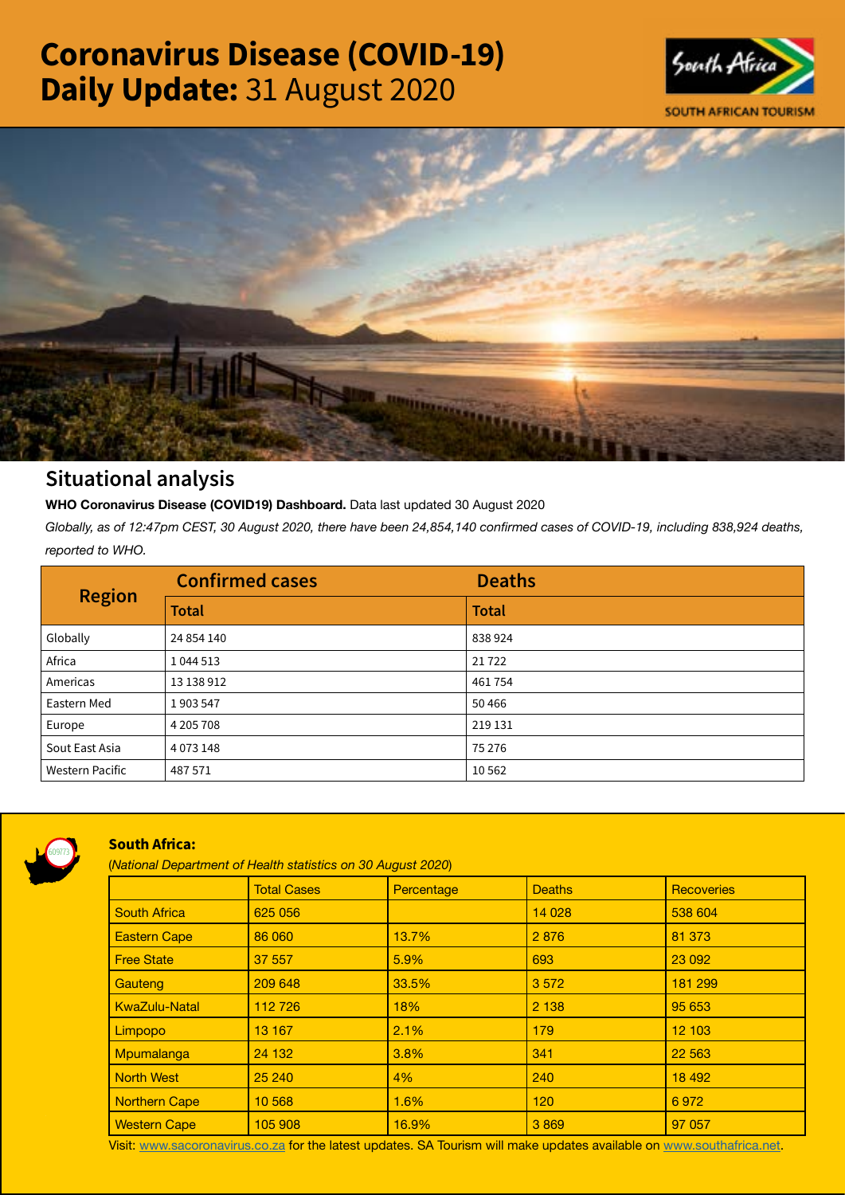# Coronavirus Disease (COVID-19) Daily Update: 31 August 2020

SOUTH AFRICAN TOURISM

## Situational analysis

**WHO Coronavirus Disease (COVID19) Dashboard.** Data last updated 30 August 2020

*Globally, as of 12:47pm CEST, 30 August 2020, there have been 24,854,140 confirmed cases of COVID-19, including 838,924 deaths, reported to WHO.*

| Region | Confirmed cases | Deaths |
|---|---|---|
| | Total | Total |
| Globally | 24 854 140 | 838 924 |
| Africa | 1 044 513 | 21 722 |
| Americas | 13 138 912 | 461 754 |
| Eastern Med | 1 903 547 | 50 466 |
| Europe | 4 205 708 | 219 131 |
| Sout East Asia | 4 073 148 | 75 276 |
| Western Pacific | 487 571 | 10 562 |

### South Africa:

(*National Department of Health statistics on 30 August 2020*)

| | Total Cases | Percentage | Deaths | Recoveries |
|---|---|---|---|---|
| South Africa | 625 056 | | 14 028 | 538 604 |
| Eastern Cape | 86 060 | 13.7% | 2 876 | 81 373 |
| Free State | 37 557 | 5.9% | 693 | 23 092 |
| Gauteng | 209 648 | 33.5% | 3 572 | 181 299 |
| KwaZulu-Natal | 112 726 | 18% | 2 138 | 95 653 |
| Limpopo | 13 167 | 2.1% | 179 | 12 103 |
| Mpumalanga | 24 132 | 3.8% | 341 | 22 563 |
| North West | 25 240 | 4% | 240 | 18 492 |
| Northern Cape | 10 568 | 1.6% | 120 | 6 972 |
| Western Cape | 105 908 | 16.9% | 3 869 | 97 057 |

Visit: www.sacoronavirus.co.za for the latest updates. SA Tourism will make updates available on www.southafrica.net.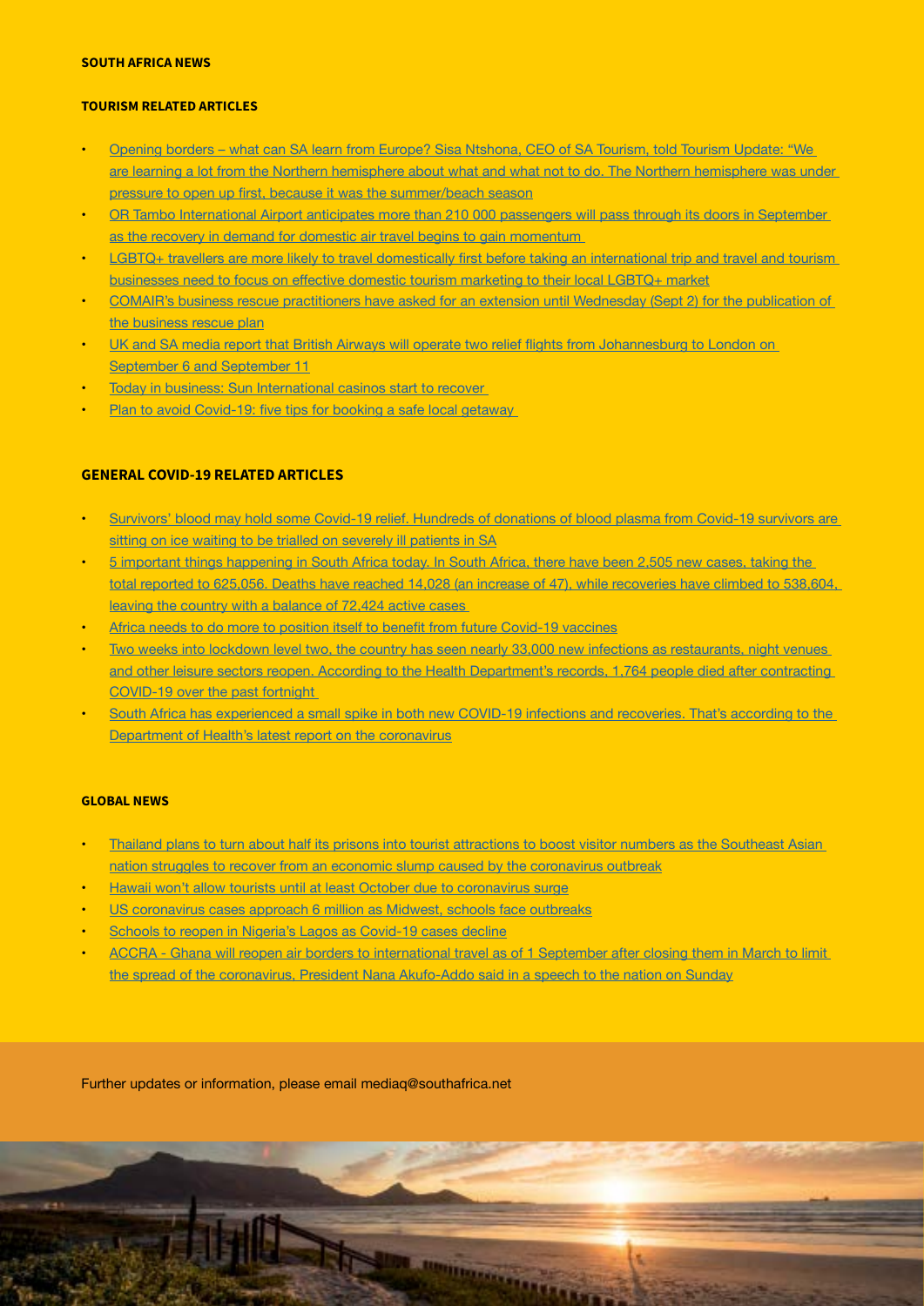## SOUTH AFRICA NEWS

### TOURISM RELATED ARTICLES

- Opening borders – what can SA learn from Europe? Sisa Ntshona, CEO of SA Tourism, told Tourism Update: "We are learning a lot from the Northern hemisphere about what and what not to do. The Northern hemisphere was under pressure to open up first, because it was the summer/beach season
- OR Tambo International Airport anticipates more than 210 000 passengers will pass through its doors in September as the recovery in demand for domestic air travel begins to gain momentum
- LGBTQ+ travellers are more likely to travel domestically first before taking an international trip and travel and tourism businesses need to focus on effective domestic tourism marketing to their local LGBTQ+ market
- COMAIR's business rescue practitioners have asked for an extension until Wednesday (Sept 2) for the publication of the business rescue plan
- UK and SA media report that British Airways will operate two relief flights from Johannesburg to London on September 6 and September 11
- Today in business: Sun International casinos start to recover
- Plan to avoid Covid-19: five tips for booking a safe local getaway

### GENERAL COVID-19 RELATED ARTICLES

- Survivors' blood may hold some Covid-19 relief. Hundreds of donations of blood plasma from Covid-19 survivors are sitting on ice waiting to be trialled on severely ill patients in SA
- 5 important things happening in South Africa today. In South Africa, there have been 2,505 new cases, taking the total reported to 625,056. Deaths have reached 14,028 (an increase of 47), while recoveries have climbed to 538,604, leaving the country with a balance of 72,424 active cases
- Africa needs to do more to position itself to benefit from future Covid-19 vaccines
- Two weeks into lockdown level two, the country has seen nearly 33,000 new infections as restaurants, night venues and other leisure sectors reopen. According to the Health Department's records, 1,764 people died after contracting COVID-19 over the past fortnight
- South Africa has experienced a small spike in both new COVID-19 infections and recoveries. That's according to the Department of Health's latest report on the coronavirus

## GLOBAL NEWS

- Thailand plans to turn about half its prisons into tourist attractions to boost visitor numbers as the Southeast Asian nation struggles to recover from an economic slump caused by the coronavirus outbreak
- Hawaii won't allow tourists until at least October due to coronavirus surge
- US coronavirus cases approach 6 million as Midwest, schools face outbreaks
- Schools to reopen in Nigeria's Lagos as Covid-19 cases decline
- ACCRA - Ghana will reopen air borders to international travel as of 1 September after closing them in March to limit the spread of the coronavirus, President Nana Akufo-Addo said in a speech to the nation on Sunday

Further updates or information, please email mediaq@southafrica.net